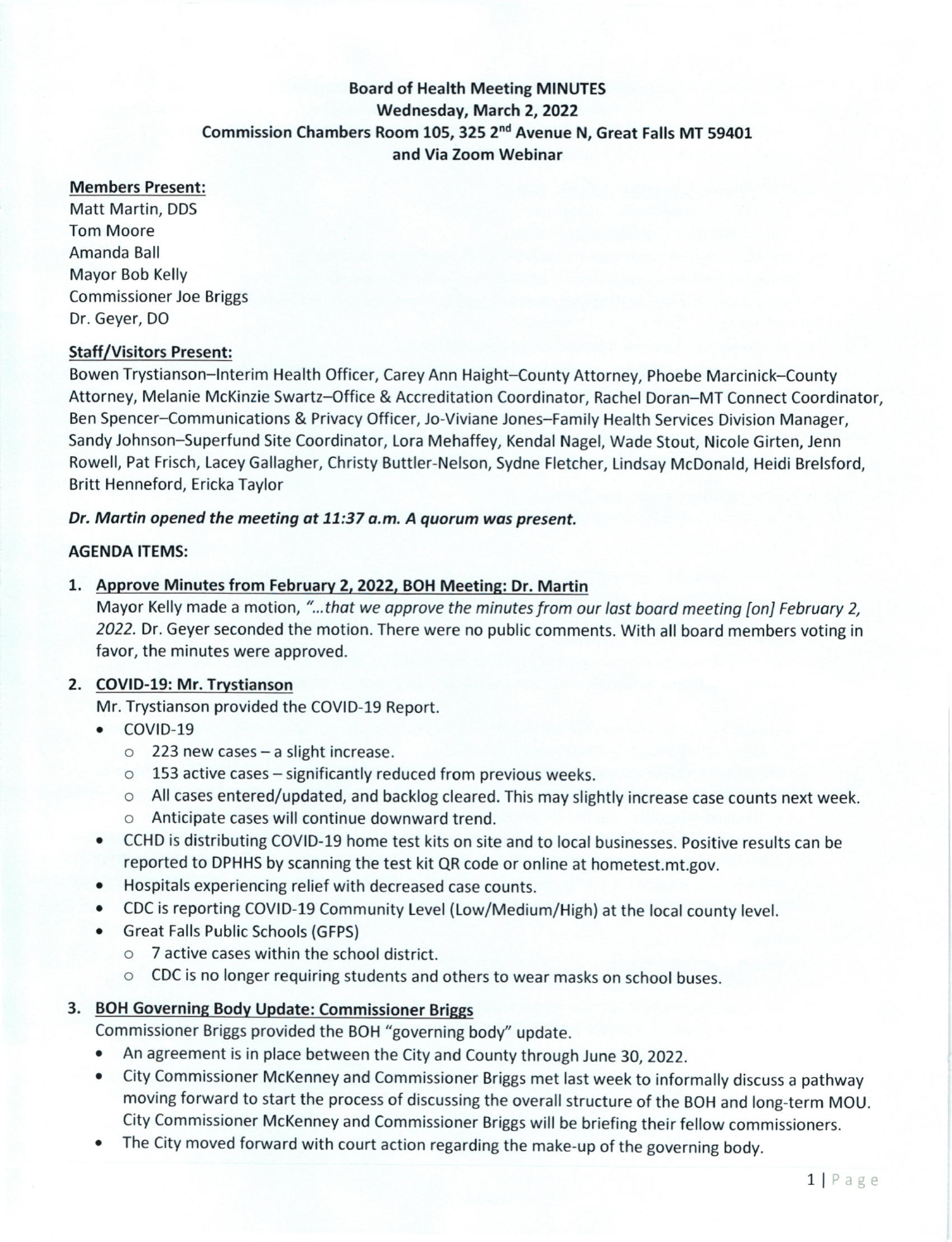# Board of Health Meeting MINUTES
## Wednesday, March 2, 2022
## Commission Chambers Room 105, 325 2nd Avenue N, Great Falls MT 59401
## and Via Zoom Webinar

**Members Present:**

Matt Martin, DDS
Tom Moore
Amanda Ball
Mayor Bob Kelly
Commissioner Joe Briggs
Dr. Geyer, DO

**Staff/Visitors Present:**

Bowen Trystianson–Interim Health Officer, Carey Ann Haight–County Attorney, Phoebe Marcinick–County Attorney, Melanie McKinzie Swartz–Office & Accreditation Coordinator, Rachel Doran–MT Connect Coordinator, Ben Spencer–Communications & Privacy Officer, Jo-Viviane Jones–Family Health Services Division Manager, Sandy Johnson–Superfund Site Coordinator, Lora Mehaffey, Kendal Nagel, Wade Stout, Nicole Girten, Jenn Rowell, Pat Frisch, Lacey Gallagher, Christy Buttler-Nelson, Sydne Fletcher, Lindsay McDonald, Heidi Brelsford, Britt Henneford, Ericka Taylor

***Dr. Martin opened the meeting at 11:37 a.m. A quorum was present.***

**AGENDA ITEMS:**

1. **Approve Minutes from February 2, 2022, BOH Meeting: Dr. Martin**
   Mayor Kelly made a motion, *"...that we approve the minutes from our last board meeting [on] February 2, 2022.* Dr. Geyer seconded the motion. There were no public comments. With all board members voting in favor, the minutes were approved.

2. **COVID-19: Mr. Trystianson**
   Mr. Trystianson provided the COVID-19 Report.
   - COVID-19
     - 223 new cases – a slight increase.
     - 153 active cases – significantly reduced from previous weeks.
     - All cases entered/updated, and backlog cleared. This may slightly increase case counts next week.
     - Anticipate cases will continue downward trend.
   - CCHD is distributing COVID-19 home test kits on site and to local businesses. Positive results can be reported to DPHHS by scanning the test kit QR code or online at hometest.mt.gov.
   - Hospitals experiencing relief with decreased case counts.
   - CDC is reporting COVID-19 Community Level (Low/Medium/High) at the local county level.
   - Great Falls Public Schools (GFPS)
     - 7 active cases within the school district.
     - CDC is no longer requiring students and others to wear masks on school buses.

3. **BOH Governing Body Update: Commissioner Briggs**
   Commissioner Briggs provided the BOH "governing body" update.
   - An agreement is in place between the City and County through June 30, 2022.
   - City Commissioner McKenney and Commissioner Briggs met last week to informally discuss a pathway moving forward to start the process of discussing the overall structure of the BOH and long-term MOU. City Commissioner McKenney and Commissioner Briggs will be briefing their fellow commissioners.
   - The City moved forward with court action regarding the make-up of the governing body.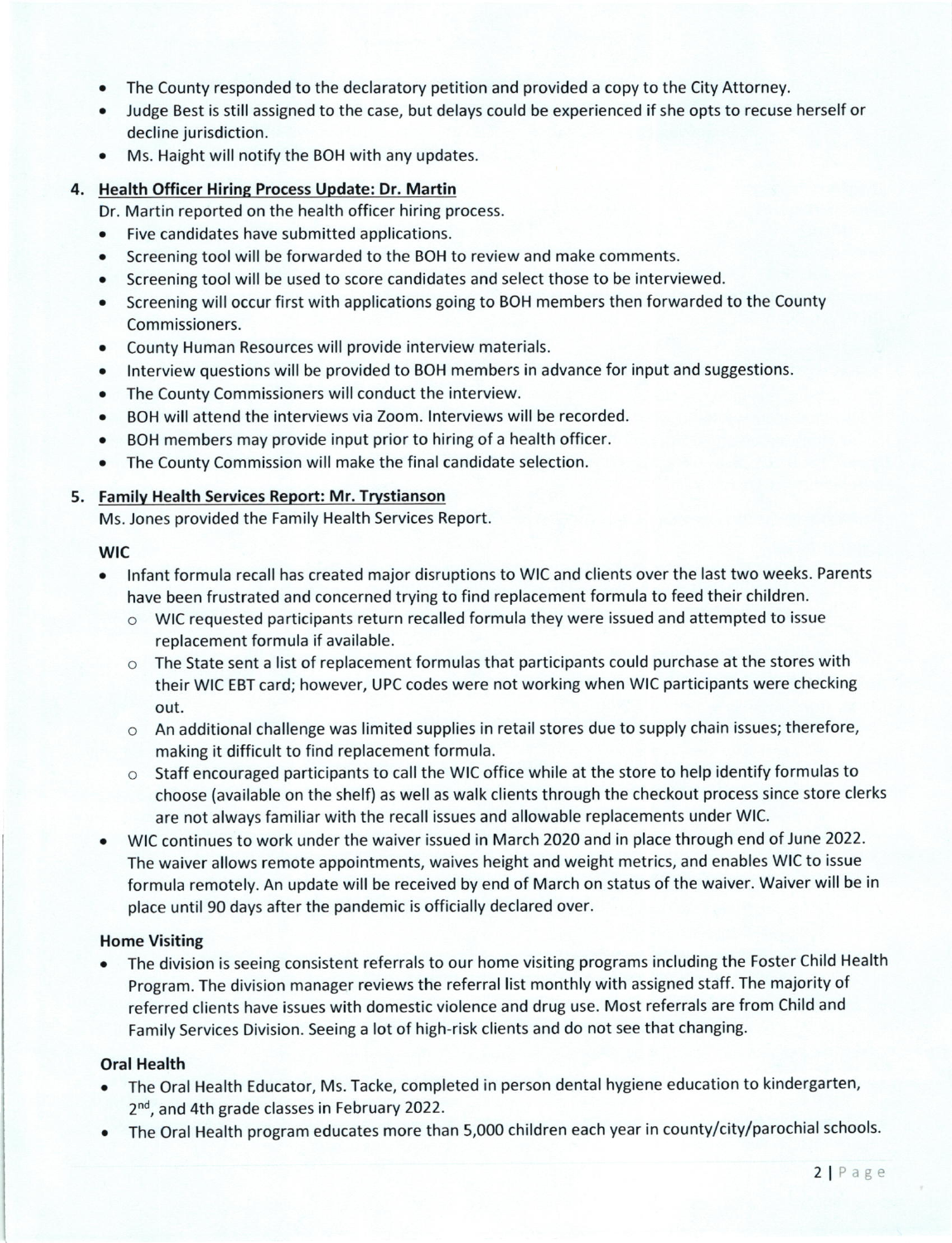- The County responded to the declaratory petition and provided a copy to the City Attorney.
- Judge Best is still assigned to the case, but delays could be experienced if she opts to recuse herself or decline jurisdiction.
- Ms. Haight will notify the BOH with any updates.

4. **Health Officer Hiring Process Update: Dr. Martin**

Dr. Martin reported on the health officer hiring process.

- Five candidates have submitted applications.
- Screening tool will be forwarded to the BOH to review and make comments.
- Screening tool will be used to score candidates and select those to be interviewed.
- Screening will occur first with applications going to BOH members then forwarded to the County Commissioners.
- County Human Resources will provide interview materials.
- Interview questions will be provided to BOH members in advance for input and suggestions.
- The County Commissioners will conduct the interview.
- BOH will attend the interviews via Zoom. Interviews will be recorded.
- BOH members may provide input prior to hiring of a health officer.
- The County Commission will make the final candidate selection.

5. **Family Health Services Report: Mr. Trystianson**

Ms. Jones provided the Family Health Services Report.

**WIC**

- Infant formula recall has created major disruptions to WIC and clients over the last two weeks. Parents have been frustrated and concerned trying to find replacement formula to feed their children.
    - WIC requested participants return recalled formula they were issued and attempted to issue replacement formula if available.
    - The State sent a list of replacement formulas that participants could purchase at the stores with their WIC EBT card; however, UPC codes were not working when WIC participants were checking out.
    - An additional challenge was limited supplies in retail stores due to supply chain issues; therefore, making it difficult to find replacement formula.
    - Staff encouraged participants to call the WIC office while at the store to help identify formulas to choose (available on the shelf) as well as walk clients through the checkout process since store clerks are not always familiar with the recall issues and allowable replacements under WIC.
- WIC continues to work under the waiver issued in March 2020 and in place through end of June 2022. The waiver allows remote appointments, waives height and weight metrics, and enables WIC to issue formula remotely. An update will be received by end of March on status of the waiver. Waiver will be in place until 90 days after the pandemic is officially declared over.

**Home Visiting**

- The division is seeing consistent referrals to our home visiting programs including the Foster Child Health Program. The division manager reviews the referral list monthly with assigned staff. The majority of referred clients have issues with domestic violence and drug use. Most referrals are from Child and Family Services Division. Seeing a lot of high-risk clients and do not see that changing.

**Oral Health**

- The Oral Health Educator, Ms. Tacke, completed in person dental hygiene education to kindergarten, 2nd, and 4th grade classes in February 2022.
- The Oral Health program educates more than 5,000 children each year in county/city/parochial schools.